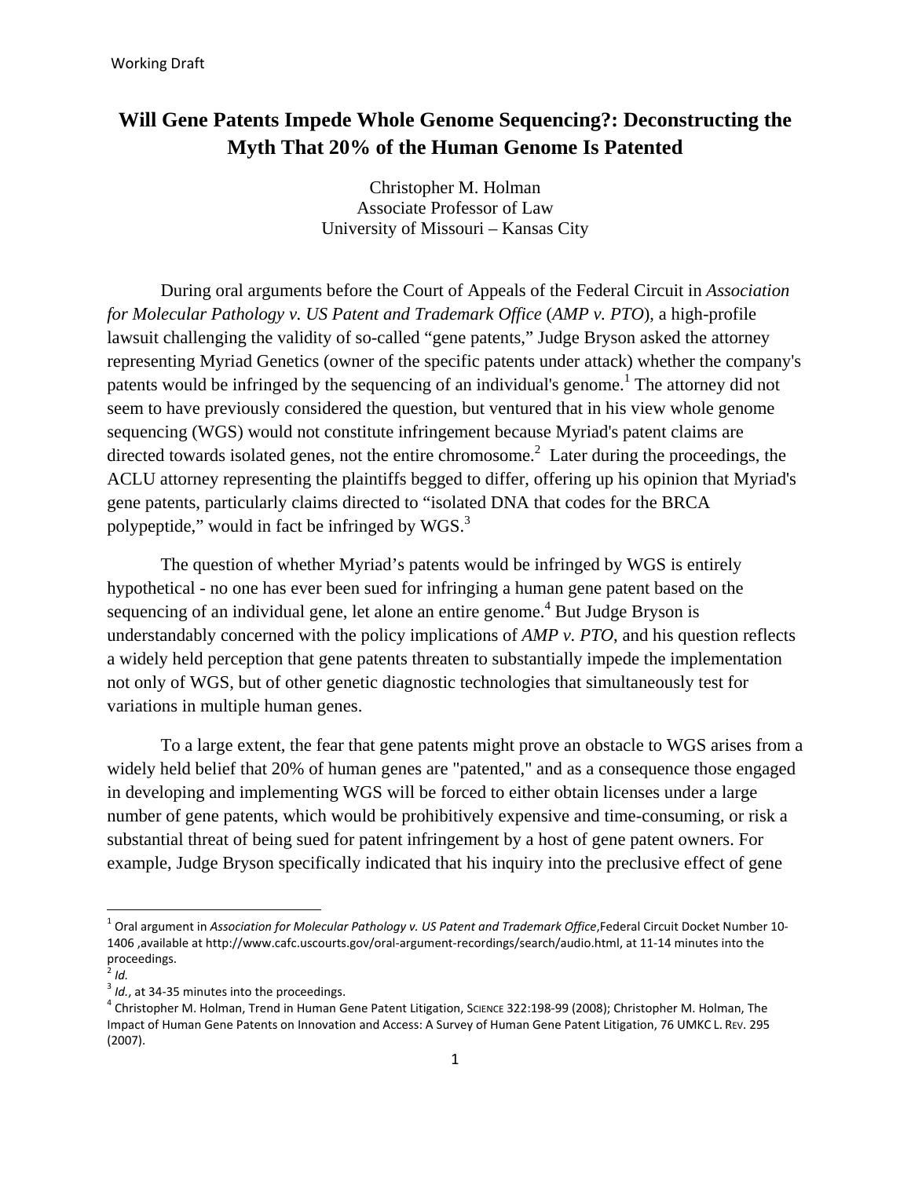Working Draft

# Will Gene Patents Impede Whole Genome Sequencing?: Deconstructing the Myth That 20% of the Human Genome Is Patented

Christopher M. Holman
Associate Professor of Law
University of Missouri – Kansas City

During oral arguments before the Court of Appeals of the Federal Circuit in *Association for Molecular Pathology v. US Patent and Trademark Office* (*AMP v. PTO*), a high-profile lawsuit challenging the validity of so-called "gene patents," Judge Bryson asked the attorney representing Myriad Genetics (owner of the specific patents under attack) whether the company's patents would be infringed by the sequencing of an individual's genome.[1] The attorney did not seem to have previously considered the question, but ventured that in his view whole genome sequencing (WGS) would not constitute infringement because Myriad's patent claims are directed towards isolated genes, not the entire chromosome.[2] Later during the proceedings, the ACLU attorney representing the plaintiffs begged to differ, offering up his opinion that Myriad's gene patents, particularly claims directed to "isolated DNA that codes for the BRCA polypeptide," would in fact be infringed by WGS.[3]

The question of whether Myriad's patents would be infringed by WGS is entirely hypothetical - no one has ever been sued for infringing a human gene patent based on the sequencing of an individual gene, let alone an entire genome.[4] But Judge Bryson is understandably concerned with the policy implications of *AMP v. PTO*, and his question reflects a widely held perception that gene patents threaten to substantially impede the implementation not only of WGS, but of other genetic diagnostic technologies that simultaneously test for variations in multiple human genes.

To a large extent, the fear that gene patents might prove an obstacle to WGS arises from a widely held belief that 20% of human genes are "patented," and as a consequence those engaged in developing and implementing WGS will be forced to either obtain licenses under a large number of gene patents, which would be prohibitively expensive and time-consuming, or risk a substantial threat of being sued for patent infringement by a host of gene patent owners. For example, Judge Bryson specifically indicated that his inquiry into the preclusive effect of gene

---

[1] Oral argument in *Association for Molecular Pathology v. US Patent and Trademark Office*, Federal Circuit Docket Number 10-1406 ,available at http://www.cafc.uscourts.gov/oral-argument-recordings/search/audio.html, at 11-14 minutes into the proceedings.

[2] *Id.*

[3] *Id.*, at 34-35 minutes into the proceedings.

[4] Christopher M. Holman, Trend in Human Gene Patent Litigation, SCIENCE 322:198-99 (2008); Christopher M. Holman, The Impact of Human Gene Patents on Innovation and Access: A Survey of Human Gene Patent Litigation, 76 UMKC L. REV. 295 (2007).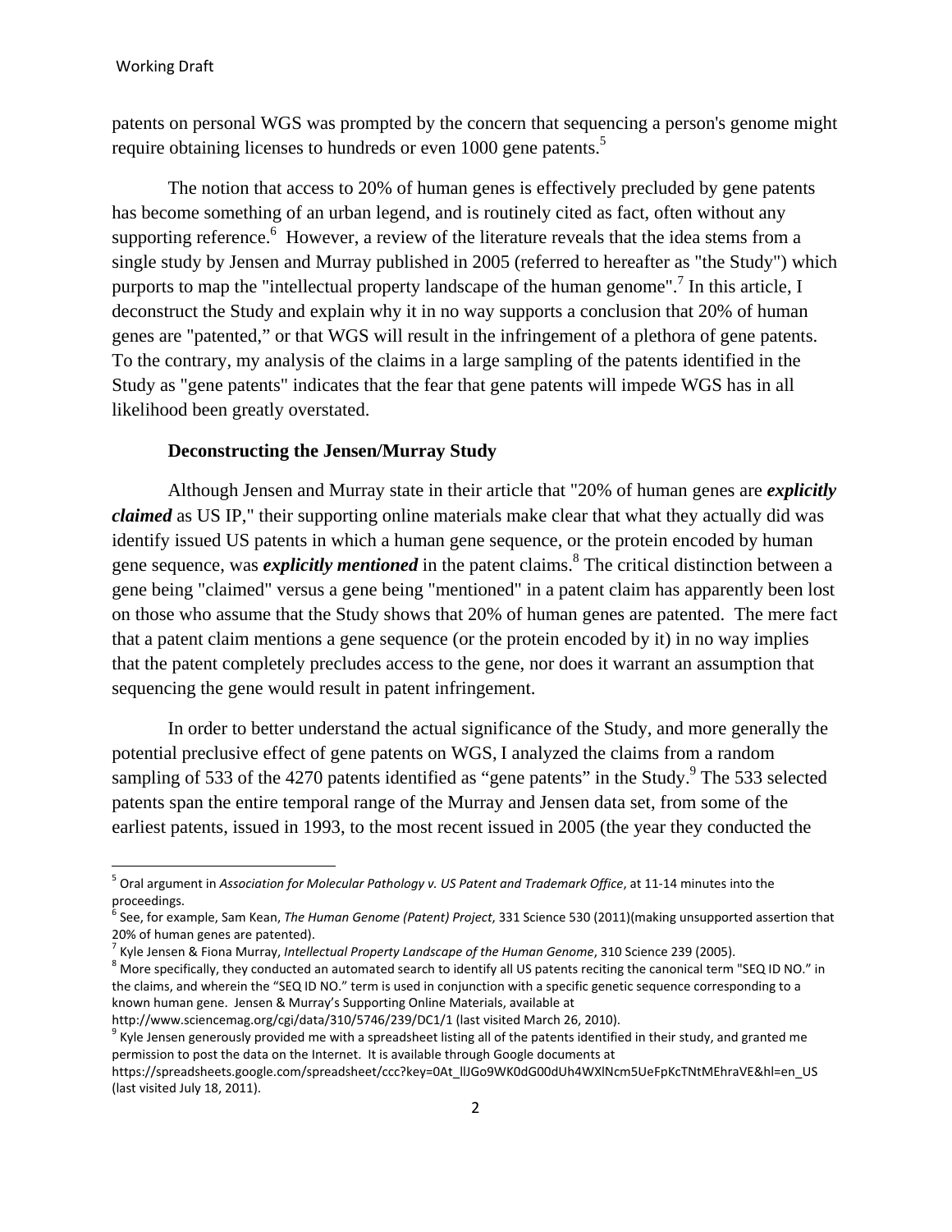patents on personal WGS was prompted by the concern that sequencing a person's genome might require obtaining licenses to hundreds or even 1000 gene patents.[5]

The notion that access to 20% of human genes is effectively precluded by gene patents has become something of an urban legend, and is routinely cited as fact, often without any supporting reference.[6] However, a review of the literature reveals that the idea stems from a single study by Jensen and Murray published in 2005 (referred to hereafter as "the Study") which purports to map the "intellectual property landscape of the human genome".[7] In this article, I deconstruct the Study and explain why it in no way supports a conclusion that 20% of human genes are "patented," or that WGS will result in the infringement of a plethora of gene patents. To the contrary, my analysis of the claims in a large sampling of the patents identified in the Study as "gene patents" indicates that the fear that gene patents will impede WGS has in all likelihood been greatly overstated.

### Deconstructing the Jensen/Murray Study

Although Jensen and Murray state in their article that "20% of human genes are ***explicitly claimed*** as US IP," their supporting online materials make clear that what they actually did was identify issued US patents in which a human gene sequence, or the protein encoded by human gene sequence, was ***explicitly mentioned*** in the patent claims.[8] The critical distinction between a gene being "claimed" versus a gene being "mentioned" in a patent claim has apparently been lost on those who assume that the Study shows that 20% of human genes are patented. The mere fact that a patent claim mentions a gene sequence (or the protein encoded by it) in no way implies that the patent completely precludes access to the gene, nor does it warrant an assumption that sequencing the gene would result in patent infringement.

In order to better understand the actual significance of the Study, and more generally the potential preclusive effect of gene patents on WGS, I analyzed the claims from a random sampling of 533 of the 4270 patents identified as "gene patents" in the Study.[9] The 533 selected patents span the entire temporal range of the Murray and Jensen data set, from some of the earliest patents, issued in 1993, to the most recent issued in 2005 (the year they conducted the

---

[5] Oral argument in *Association for Molecular Pathology v. US Patent and Trademark Office*, at 11-14 minutes into the proceedings.

[6] See, for example, Sam Kean, *The Human Genome (Patent) Project*, 331 Science 530 (2011)(making unsupported assertion that 20% of human genes are patented).

[7] Kyle Jensen & Fiona Murray, *Intellectual Property Landscape of the Human Genome*, 310 Science 239 (2005).

[8] More specifically, they conducted an automated search to identify all US patents reciting the canonical term "SEQ ID NO." in the claims, and wherein the "SEQ ID NO." term is used in conjunction with a specific genetic sequence corresponding to a known human gene. Jensen & Murray's Supporting Online Materials, available at http://www.sciencemag.org/cgi/data/310/5746/239/DC1/1 (last visited March 26, 2010).

[9] Kyle Jensen generously provided me with a spreadsheet listing all of the patents identified in their study, and granted me permission to post the data on the Internet. It is available through Google documents at https://spreadsheets.google.com/spreadsheet/ccc?key=0At_llJGo9WK0dG00dUh4WXlNcm5UeFpKcTNtMEhraVE&hl=en_US (last visited July 18, 2011).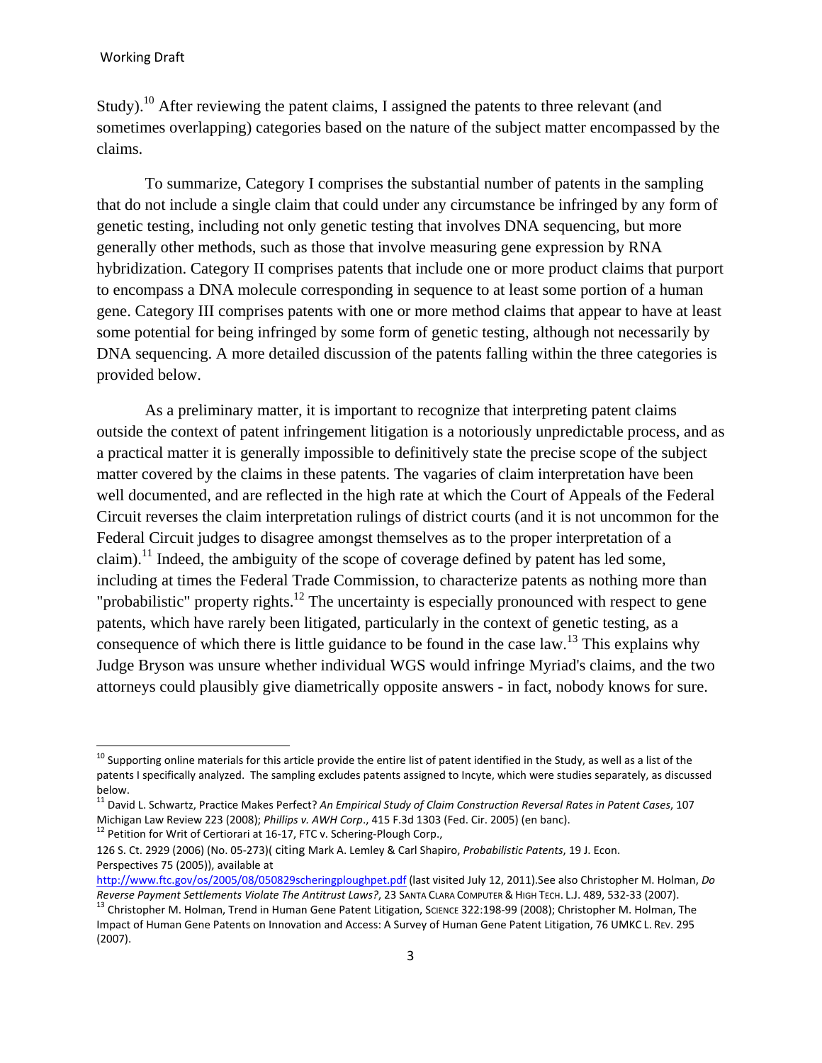Study).[10] After reviewing the patent claims, I assigned the patents to three relevant (and sometimes overlapping) categories based on the nature of the subject matter encompassed by the claims.

To summarize, Category I comprises the substantial number of patents in the sampling that do not include a single claim that could under any circumstance be infringed by any form of genetic testing, including not only genetic testing that involves DNA sequencing, but more generally other methods, such as those that involve measuring gene expression by RNA hybridization. Category II comprises patents that include one or more product claims that purport to encompass a DNA molecule corresponding in sequence to at least some portion of a human gene. Category III comprises patents with one or more method claims that appear to have at least some potential for being infringed by some form of genetic testing, although not necessarily by DNA sequencing. A more detailed discussion of the patents falling within the three categories is provided below.

As a preliminary matter, it is important to recognize that interpreting patent claims outside the context of patent infringement litigation is a notoriously unpredictable process, and as a practical matter it is generally impossible to definitively state the precise scope of the subject matter covered by the claims in these patents. The vagaries of claim interpretation have been well documented, and are reflected in the high rate at which the Court of Appeals of the Federal Circuit reverses the claim interpretation rulings of district courts (and it is not uncommon for the Federal Circuit judges to disagree amongst themselves as to the proper interpretation of a claim).[11] Indeed, the ambiguity of the scope of coverage defined by patent has led some, including at times the Federal Trade Commission, to characterize patents as nothing more than "probabilistic" property rights.[12] The uncertainty is especially pronounced with respect to gene patents, which have rarely been litigated, particularly in the context of genetic testing, as a consequence of which there is little guidance to be found in the case law.[13] This explains why Judge Bryson was unsure whether individual WGS would infringe Myriad's claims, and the two attorneys could plausibly give diametrically opposite answers - in fact, nobody knows for sure.

---

[10] Supporting online materials for this article provide the entire list of patent identified in the Study, as well as a list of the patents I specifically analyzed. The sampling excludes patents assigned to Incyte, which were studies separately, as discussed below.

[11] David L. Schwartz, Practice Makes Perfect? *An Empirical Study of Claim Construction Reversal Rates in Patent Cases*, 107 Michigan Law Review 223 (2008); *Phillips v. AWH Corp*., 415 F.3d 1303 (Fed. Cir. 2005) (en banc).

[12] Petition for Writ of Certiorari at 16-17, FTC v. Schering-Plough Corp., 126 S. Ct. 2929 (2006) (No. 05-273)( citing Mark A. Lemley & Carl Shapiro, *Probabilistic Patents*, 19 J. Econ. Perspectives 75 (2005)), available at http://www.ftc.gov/os/2005/08/050829scheringploughpet.pdf (last visited July 12, 2011).See also Christopher M. Holman, *Do Reverse Payment Settlements Violate The Antitrust Laws?*, 23 SANTA CLARA COMPUTER & HIGH TECH. L.J. 489, 532-33 (2007).

[13] Christopher M. Holman, Trend in Human Gene Patent Litigation, SCIENCE 322:198-99 (2008); Christopher M. Holman, The Impact of Human Gene Patents on Innovation and Access: A Survey of Human Gene Patent Litigation, 76 UMKC L. REV. 295 (2007).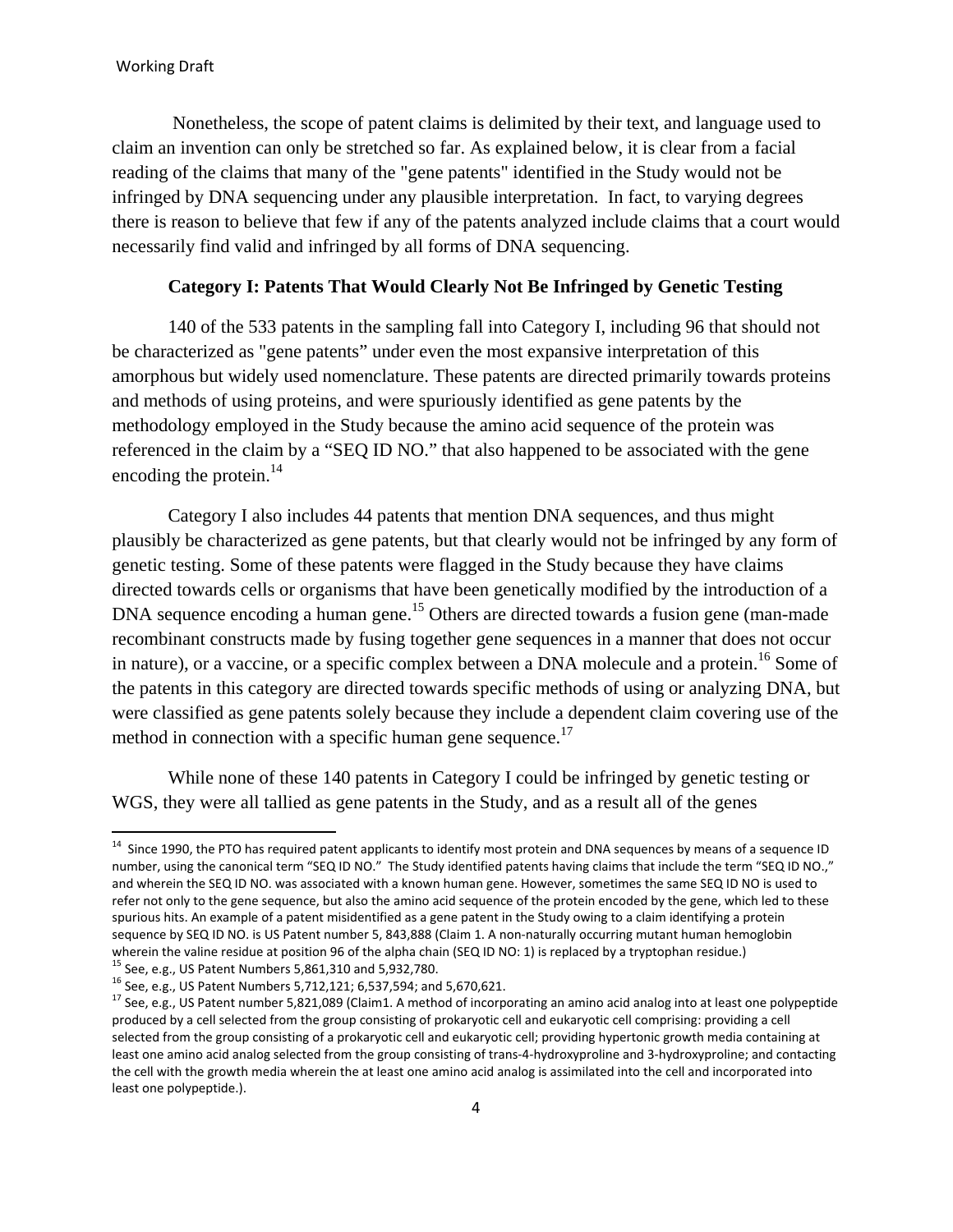Nonetheless, the scope of patent claims is delimited by their text, and language used to claim an invention can only be stretched so far. As explained below, it is clear from a facial reading of the claims that many of the "gene patents" identified in the Study would not be infringed by DNA sequencing under any plausible interpretation. In fact, to varying degrees there is reason to believe that few if any of the patents analyzed include claims that a court would necessarily find valid and infringed by all forms of DNA sequencing.

### Category I: Patents That Would Clearly Not Be Infringed by Genetic Testing

140 of the 533 patents in the sampling fall into Category I, including 96 that should not be characterized as "gene patents" under even the most expansive interpretation of this amorphous but widely used nomenclature. These patents are directed primarily towards proteins and methods of using proteins, and were spuriously identified as gene patents by the methodology employed in the Study because the amino acid sequence of the protein was referenced in the claim by a "SEQ ID NO." that also happened to be associated with the gene encoding the protein.[14]

Category I also includes 44 patents that mention DNA sequences, and thus might plausibly be characterized as gene patents, but that clearly would not be infringed by any form of genetic testing. Some of these patents were flagged in the Study because they have claims directed towards cells or organisms that have been genetically modified by the introduction of a DNA sequence encoding a human gene.[15] Others are directed towards a fusion gene (man-made recombinant constructs made by fusing together gene sequences in a manner that does not occur in nature), or a vaccine, or a specific complex between a DNA molecule and a protein.[16] Some of the patents in this category are directed towards specific methods of using or analyzing DNA, but were classified as gene patents solely because they include a dependent claim covering use of the method in connection with a specific human gene sequence.[17]

While none of these 140 patents in Category I could be infringed by genetic testing or WGS, they were all tallied as gene patents in the Study, and as a result all of the genes

---

[14] Since 1990, the PTO has required patent applicants to identify most protein and DNA sequences by means of a sequence ID number, using the canonical term "SEQ ID NO." The Study identified patents having claims that include the term "SEQ ID NO.," and wherein the SEQ ID NO. was associated with a known human gene. However, sometimes the same SEQ ID NO is used to refer not only to the gene sequence, but also the amino acid sequence of the protein encoded by the gene, which led to these spurious hits. An example of a patent misidentified as a gene patent in the Study owing to a claim identifying a protein sequence by SEQ ID NO. is US Patent number 5, 843,888 (Claim 1. A non-naturally occurring mutant human hemoglobin wherein the valine residue at position 96 of the alpha chain (SEQ ID NO: 1) is replaced by a tryptophan residue.)

[15] See, e.g., US Patent Numbers 5,861,310 and 5,932,780.

[16] See, e.g., US Patent Numbers 5,712,121; 6,537,594; and 5,670,621.

[17] See, e.g., US Patent number 5,821,089 (Claim1. A method of incorporating an amino acid analog into at least one polypeptide produced by a cell selected from the group consisting of prokaryotic cell and eukaryotic cell comprising: providing a cell selected from the group consisting of a prokaryotic cell and eukaryotic cell; providing hypertonic growth media containing at least one amino acid analog selected from the group consisting of trans-4-hydroxyproline and 3-hydroxyproline; and contacting the cell with the growth media wherein the at least one amino acid analog is assimilated into the cell and incorporated into least one polypeptide.).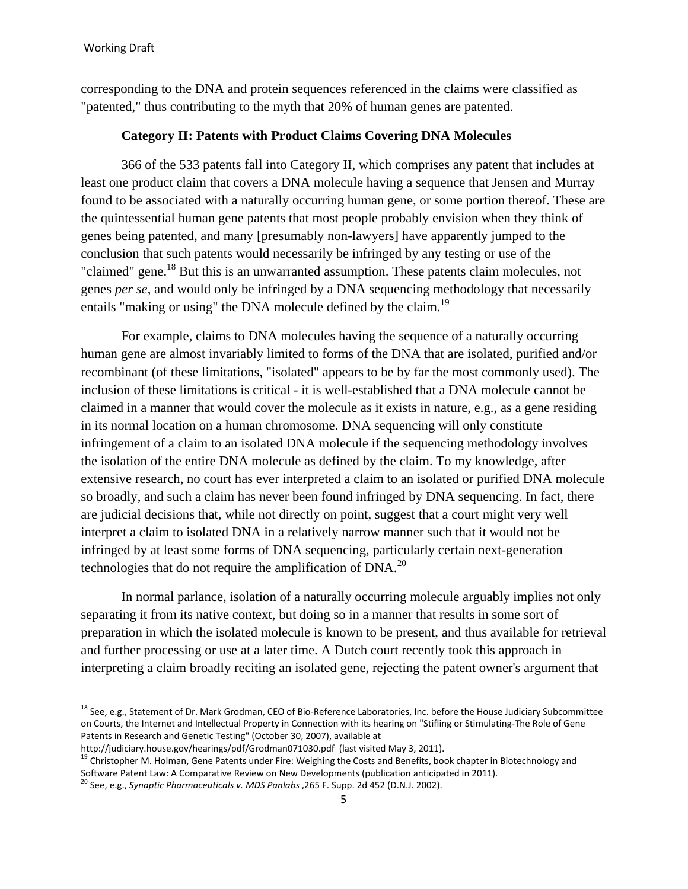corresponding to the DNA and protein sequences referenced in the claims were classified as "patented," thus contributing to the myth that 20% of human genes are patented.

**Category II: Patents with Product Claims Covering DNA Molecules**

366 of the 533 patents fall into Category II, which comprises any patent that includes at least one product claim that covers a DNA molecule having a sequence that Jensen and Murray found to be associated with a naturally occurring human gene, or some portion thereof. These are the quintessential human gene patents that most people probably envision when they think of genes being patented, and many [presumably non-lawyers] have apparently jumped to the conclusion that such patents would necessarily be infringed by any testing or use of the "claimed" gene.[18] But this is an unwarranted assumption. These patents claim molecules, not genes *per se*, and would only be infringed by a DNA sequencing methodology that necessarily entails "making or using" the DNA molecule defined by the claim.[19]

For example, claims to DNA molecules having the sequence of a naturally occurring human gene are almost invariably limited to forms of the DNA that are isolated, purified and/or recombinant (of these limitations, "isolated" appears to be by far the most commonly used). The inclusion of these limitations is critical - it is well-established that a DNA molecule cannot be claimed in a manner that would cover the molecule as it exists in nature, e.g., as a gene residing in its normal location on a human chromosome. DNA sequencing will only constitute infringement of a claim to an isolated DNA molecule if the sequencing methodology involves the isolation of the entire DNA molecule as defined by the claim. To my knowledge, after extensive research, no court has ever interpreted a claim to an isolated or purified DNA molecule so broadly, and such a claim has never been found infringed by DNA sequencing. In fact, there are judicial decisions that, while not directly on point, suggest that a court might very well interpret a claim to isolated DNA in a relatively narrow manner such that it would not be infringed by at least some forms of DNA sequencing, particularly certain next-generation technologies that do not require the amplification of DNA.[20]

In normal parlance, isolation of a naturally occurring molecule arguably implies not only separating it from its native context, but doing so in a manner that results in some sort of preparation in which the isolated molecule is known to be present, and thus available for retrieval and further processing or use at a later time. A Dutch court recently took this approach in interpreting a claim broadly reciting an isolated gene, rejecting the patent owner's argument that

---

[18] See, e.g., Statement of Dr. Mark Grodman, CEO of Bio-Reference Laboratories, Inc. before the House Judiciary Subcommittee on Courts, the Internet and Intellectual Property in Connection with its hearing on "Stifling or Stimulating-The Role of Gene Patents in Research and Genetic Testing" (October 30, 2007), available at http://judiciary.house.gov/hearings/pdf/Grodman071030.pdf (last visited May 3, 2011).

[19] Christopher M. Holman, Gene Patents under Fire: Weighing the Costs and Benefits, book chapter in Biotechnology and Software Patent Law: A Comparative Review on New Developments (publication anticipated in 2011).

[20] See, e.g., *Synaptic Pharmaceuticals v. MDS Panlabs* ,265 F. Supp. 2d 452 (D.N.J. 2002).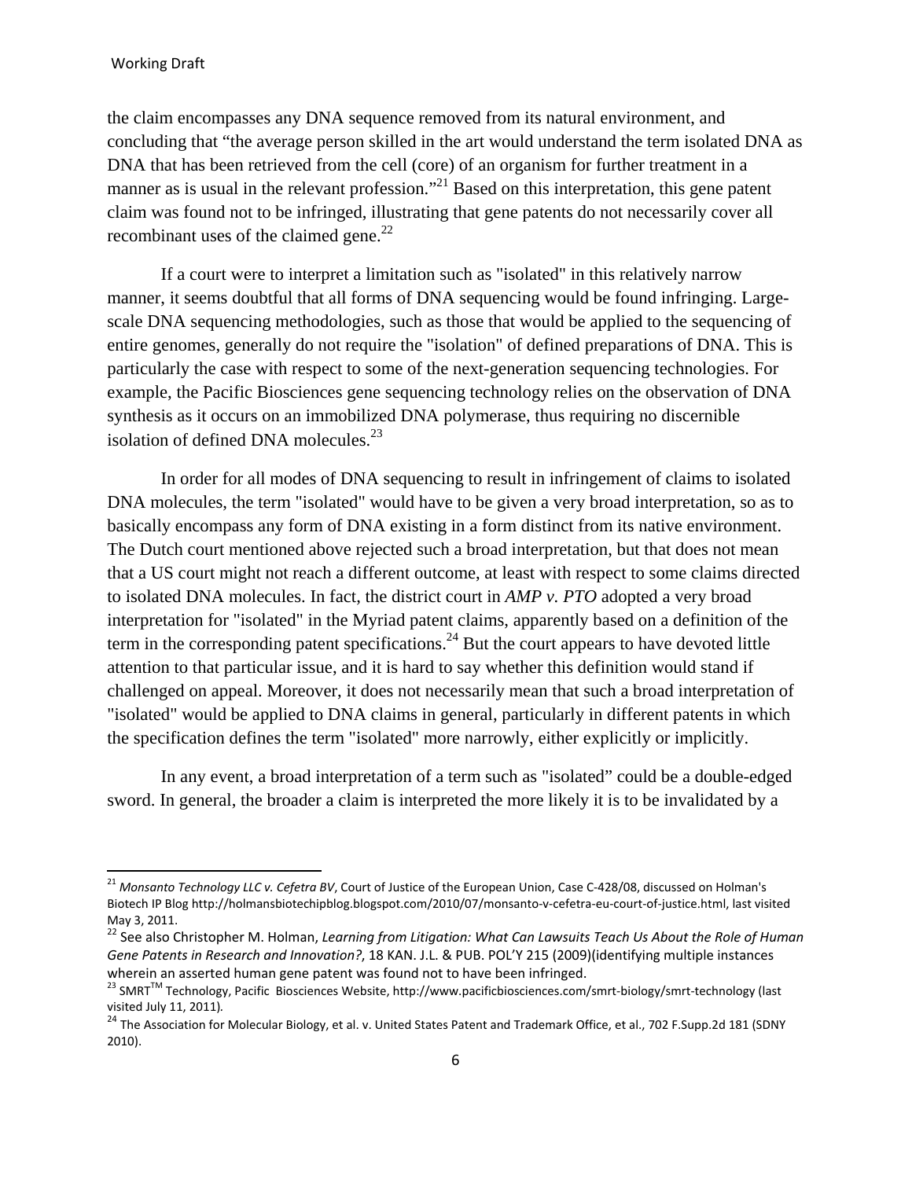the claim encompasses any DNA sequence removed from its natural environment, and concluding that "the average person skilled in the art would understand the term isolated DNA as DNA that has been retrieved from the cell (core) of an organism for further treatment in a manner as is usual in the relevant profession."[21] Based on this interpretation, this gene patent claim was found not to be infringed, illustrating that gene patents do not necessarily cover all recombinant uses of the claimed gene.[22]

If a court were to interpret a limitation such as "isolated" in this relatively narrow manner, it seems doubtful that all forms of DNA sequencing would be found infringing. Large-scale DNA sequencing methodologies, such as those that would be applied to the sequencing of entire genomes, generally do not require the "isolation" of defined preparations of DNA. This is particularly the case with respect to some of the next-generation sequencing technologies. For example, the Pacific Biosciences gene sequencing technology relies on the observation of DNA synthesis as it occurs on an immobilized DNA polymerase, thus requiring no discernible isolation of defined DNA molecules.[23]

In order for all modes of DNA sequencing to result in infringement of claims to isolated DNA molecules, the term "isolated" would have to be given a very broad interpretation, so as to basically encompass any form of DNA existing in a form distinct from its native environment. The Dutch court mentioned above rejected such a broad interpretation, but that does not mean that a US court might not reach a different outcome, at least with respect to some claims directed to isolated DNA molecules. In fact, the district court in *AMP v. PTO* adopted a very broad interpretation for "isolated" in the Myriad patent claims, apparently based on a definition of the term in the corresponding patent specifications.[24] But the court appears to have devoted little attention to that particular issue, and it is hard to say whether this definition would stand if challenged on appeal. Moreover, it does not necessarily mean that such a broad interpretation of "isolated" would be applied to DNA claims in general, particularly in different patents in which the specification defines the term "isolated" more narrowly, either explicitly or implicitly.

In any event, a broad interpretation of a term such as "isolated" could be a double-edged sword. In general, the broader a claim is interpreted the more likely it is to be invalidated by a

---

[21] *Monsanto Technology LLC v. Cefetra BV*, Court of Justice of the European Union, Case C-428/08, discussed on Holman's Biotech IP Blog http://holmansbiotechipblog.blogspot.com/2010/07/monsanto-v-cefetra-eu-court-of-justice.html, last visited May 3, 2011.

[22] See also Christopher M. Holman, *Learning from Litigation: What Can Lawsuits Teach Us About the Role of Human Gene Patents in Research and Innovation?*, 18 KAN. J.L. & PUB. POL'Y 215 (2009)(identifying multiple instances wherein an asserted human gene patent was found not to have been infringed.

[23] SMRT™ Technology, Pacific Biosciences Website, http://www.pacificbiosciences.com/smrt-biology/smrt-technology (last visited July 11, 2011).

[24] The Association for Molecular Biology, et al. v. United States Patent and Trademark Office, et al., 702 F.Supp.2d 181 (SDNY 2010).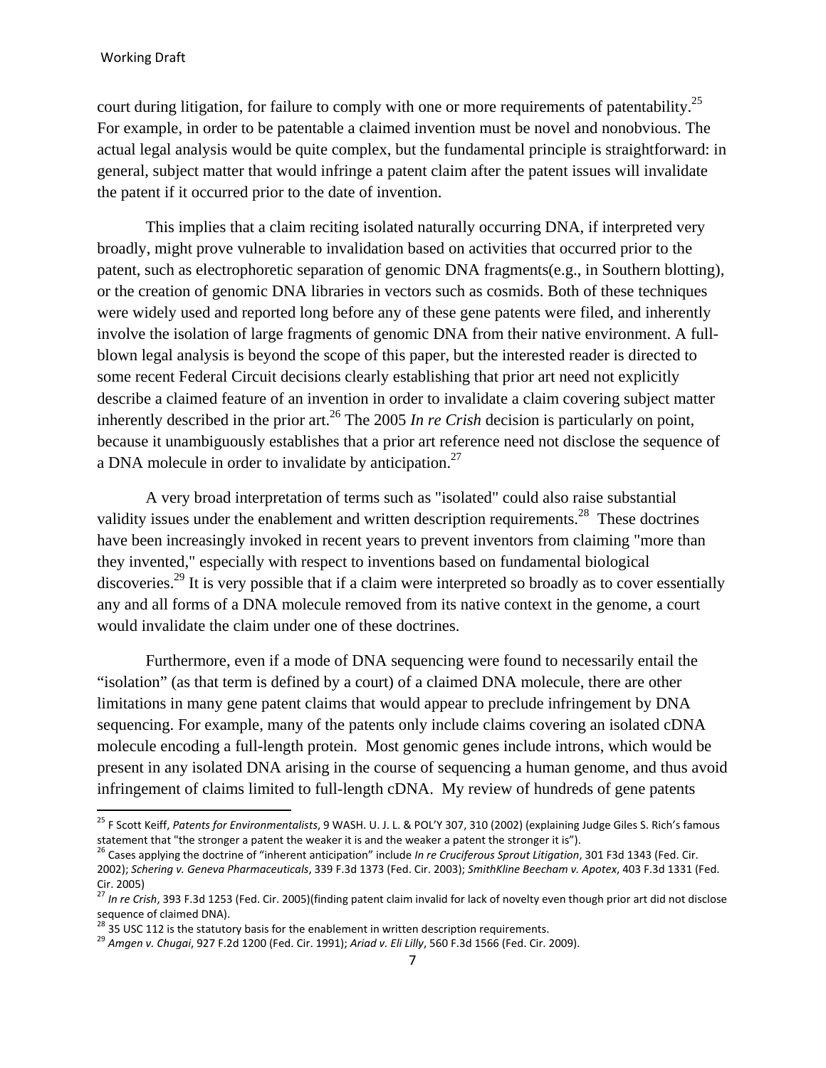court during litigation, for failure to comply with one or more requirements of patentability.[25] For example, in order to be patentable a claimed invention must be novel and nonobvious. The actual legal analysis would be quite complex, but the fundamental principle is straightforward: in general, subject matter that would infringe a patent claim after the patent issues will invalidate the patent if it occurred prior to the date of invention.

This implies that a claim reciting isolated naturally occurring DNA, if interpreted very broadly, might prove vulnerable to invalidation based on activities that occurred prior to the patent, such as electrophoretic separation of genomic DNA fragments(e.g., in Southern blotting), or the creation of genomic DNA libraries in vectors such as cosmids. Both of these techniques were widely used and reported long before any of these gene patents were filed, and inherently involve the isolation of large fragments of genomic DNA from their native environment. A full-blown legal analysis is beyond the scope of this paper, but the interested reader is directed to some recent Federal Circuit decisions clearly establishing that prior art need not explicitly describe a claimed feature of an invention in order to invalidate a claim covering subject matter inherently described in the prior art.[26] The 2005 *In re Crish* decision is particularly on point, because it unambiguously establishes that a prior art reference need not disclose the sequence of a DNA molecule in order to invalidate by anticipation.[27]

A very broad interpretation of terms such as "isolated" could also raise substantial validity issues under the enablement and written description requirements.[28] These doctrines have been increasingly invoked in recent years to prevent inventors from claiming "more than they invented," especially with respect to inventions based on fundamental biological discoveries.[29] It is very possible that if a claim were interpreted so broadly as to cover essentially any and all forms of a DNA molecule removed from its native context in the genome, a court would invalidate the claim under one of these doctrines.

Furthermore, even if a mode of DNA sequencing were found to necessarily entail the "isolation" (as that term is defined by a court) of a claimed DNA molecule, there are other limitations in many gene patent claims that would appear to preclude infringement by DNA sequencing. For example, many of the patents only include claims covering an isolated cDNA molecule encoding a full-length protein. Most genomic genes include introns, which would be present in any isolated DNA arising in the course of sequencing a human genome, and thus avoid infringement of claims limited to full-length cDNA. My review of hundreds of gene patents

---

[25] F Scott Keiff, *Patents for Environmentalists*, 9 WASH. U. J. L. & POL'Y 307, 310 (2002) (explaining Judge Giles S. Rich's famous statement that "the stronger a patent the weaker it is and the weaker a patent the stronger it is").

[26] Cases applying the doctrine of "inherent anticipation" include *In re Cruciferous Sprout Litigation*, 301 F3d 1343 (Fed. Cir. 2002); *Schering v. Geneva Pharmaceuticals*, 339 F.3d 1373 (Fed. Cir. 2003); *SmithKline Beecham v. Apotex*, 403 F.3d 1331 (Fed. Cir. 2005)

[27] *In re Crish*, 393 F.3d 1253 (Fed. Cir. 2005)(finding patent claim invalid for lack of novelty even though prior art did not disclose sequence of claimed DNA).

[28] 35 USC 112 is the statutory basis for the enablement in written description requirements.

[29] *Amgen v. Chugai*, 927 F.2d 1200 (Fed. Cir. 1991); *Ariad v. Eli Lilly*, 560 F.3d 1566 (Fed. Cir. 2009).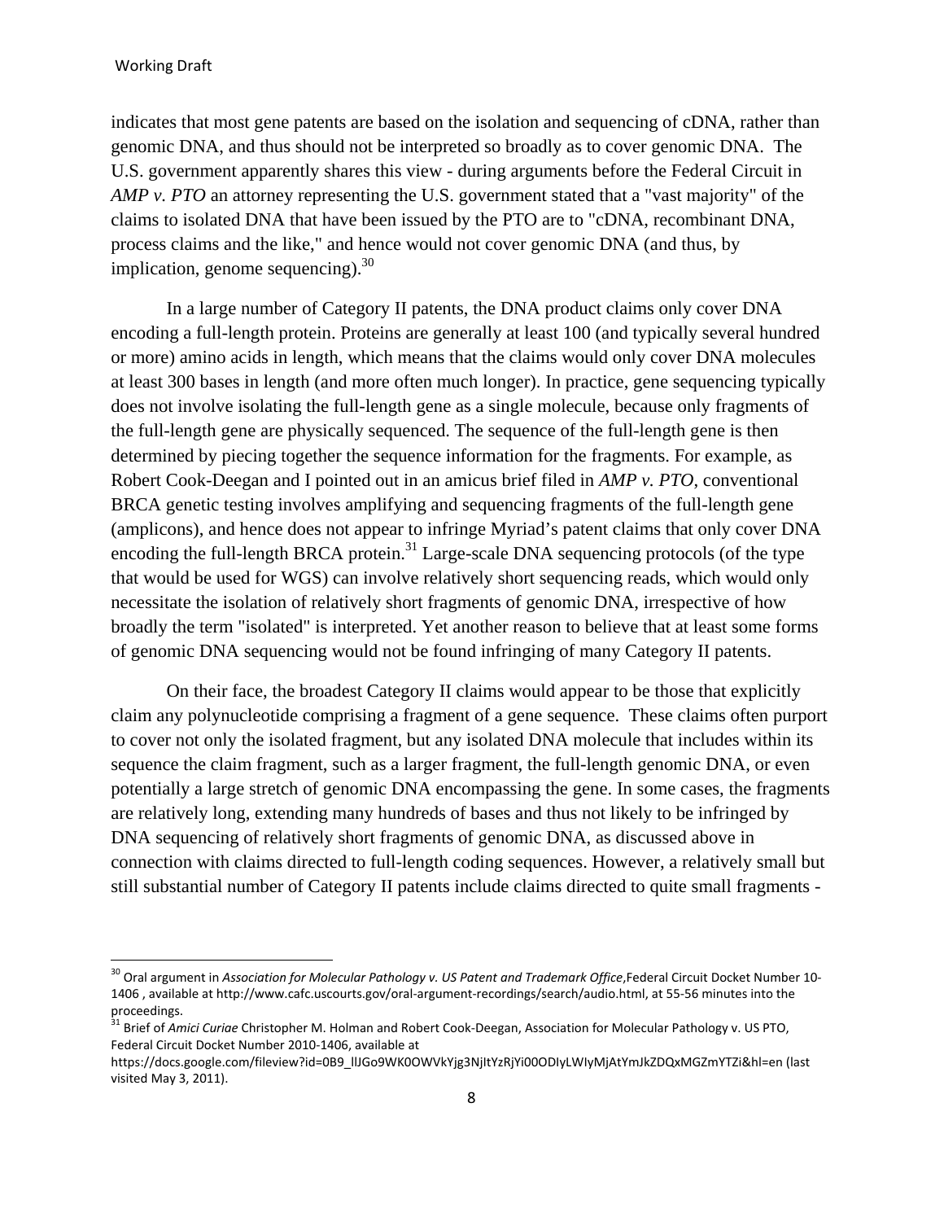indicates that most gene patents are based on the isolation and sequencing of cDNA, rather than genomic DNA, and thus should not be interpreted so broadly as to cover genomic DNA. The U.S. government apparently shares this view - during arguments before the Federal Circuit in *AMP v. PTO* an attorney representing the U.S. government stated that a "vast majority" of the claims to isolated DNA that have been issued by the PTO are to "cDNA, recombinant DNA, process claims and the like," and hence would not cover genomic DNA (and thus, by implication, genome sequencing).[30]

In a large number of Category II patents, the DNA product claims only cover DNA encoding a full-length protein. Proteins are generally at least 100 (and typically several hundred or more) amino acids in length, which means that the claims would only cover DNA molecules at least 300 bases in length (and more often much longer). In practice, gene sequencing typically does not involve isolating the full-length gene as a single molecule, because only fragments of the full-length gene are physically sequenced. The sequence of the full-length gene is then determined by piecing together the sequence information for the fragments. For example, as Robert Cook-Deegan and I pointed out in an amicus brief filed in *AMP v. PTO*, conventional BRCA genetic testing involves amplifying and sequencing fragments of the full-length gene (amplicons), and hence does not appear to infringe Myriad's patent claims that only cover DNA encoding the full-length BRCA protein.[31] Large-scale DNA sequencing protocols (of the type that would be used for WGS) can involve relatively short sequencing reads, which would only necessitate the isolation of relatively short fragments of genomic DNA, irrespective of how broadly the term "isolated" is interpreted. Yet another reason to believe that at least some forms of genomic DNA sequencing would not be found infringing of many Category II patents.

On their face, the broadest Category II claims would appear to be those that explicitly claim any polynucleotide comprising a fragment of a gene sequence. These claims often purport to cover not only the isolated fragment, but any isolated DNA molecule that includes within its sequence the claim fragment, such as a larger fragment, the full-length genomic DNA, or even potentially a large stretch of genomic DNA encompassing the gene. In some cases, the fragments are relatively long, extending many hundreds of bases and thus not likely to be infringed by DNA sequencing of relatively short fragments of genomic DNA, as discussed above in connection with claims directed to full-length coding sequences. However, a relatively small but still substantial number of Category II patents include claims directed to quite small fragments -

---

[30] Oral argument in *Association for Molecular Pathology v. US Patent and Trademark Office*, Federal Circuit Docket Number 10-1406 , available at http://www.cafc.uscourts.gov/oral-argument-recordings/search/audio.html, at 55-56 minutes into the proceedings.

[31] Brief of *Amici Curiae* Christopher M. Holman and Robert Cook-Deegan, Association for Molecular Pathology v. US PTO, Federal Circuit Docket Number 2010-1406, available at https://docs.google.com/fileview?id=0B9_llJGo9WK0OWVkYjg3NjltYzRjYi00ODIyLWIyMjAtYmJkZDQxMGZmYTZi&hl=en (last visited May 3, 2011).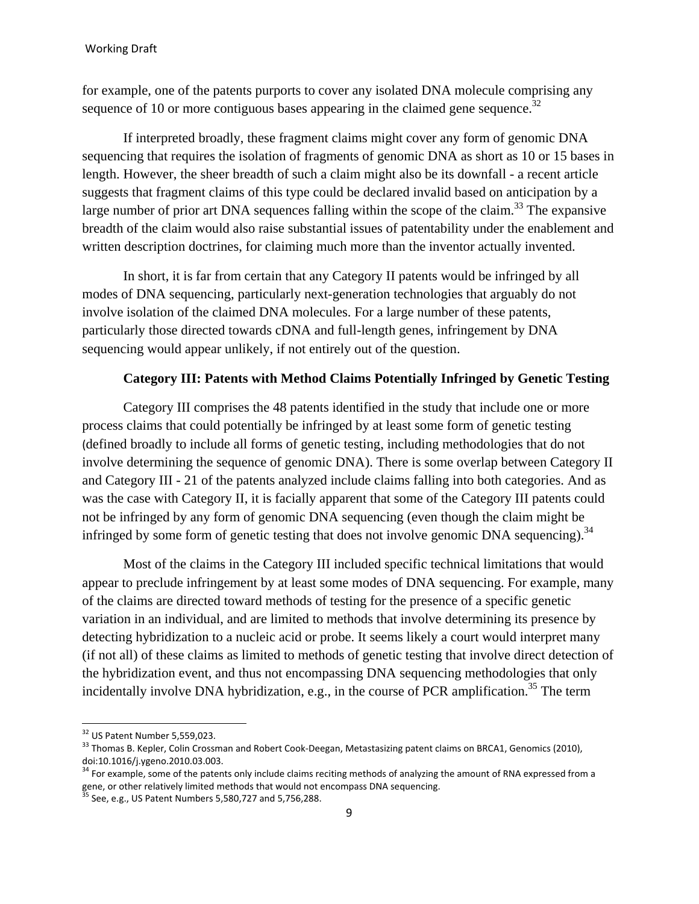for example, one of the patents purports to cover any isolated DNA molecule comprising any sequence of 10 or more contiguous bases appearing in the claimed gene sequence.[32]

If interpreted broadly, these fragment claims might cover any form of genomic DNA sequencing that requires the isolation of fragments of genomic DNA as short as 10 or 15 bases in length. However, the sheer breadth of such a claim might also be its downfall - a recent article suggests that fragment claims of this type could be declared invalid based on anticipation by a large number of prior art DNA sequences falling within the scope of the claim.[33] The expansive breadth of the claim would also raise substantial issues of patentability under the enablement and written description doctrines, for claiming much more than the inventor actually invented.

In short, it is far from certain that any Category II patents would be infringed by all modes of DNA sequencing, particularly next-generation technologies that arguably do not involve isolation of the claimed DNA molecules. For a large number of these patents, particularly those directed towards cDNA and full-length genes, infringement by DNA sequencing would appear unlikely, if not entirely out of the question.

**Category III: Patents with Method Claims Potentially Infringed by Genetic Testing**

Category III comprises the 48 patents identified in the study that include one or more process claims that could potentially be infringed by at least some form of genetic testing (defined broadly to include all forms of genetic testing, including methodologies that do not involve determining the sequence of genomic DNA). There is some overlap between Category II and Category III - 21 of the patents analyzed include claims falling into both categories. And as was the case with Category II, it is facially apparent that some of the Category III patents could not be infringed by any form of genomic DNA sequencing (even though the claim might be infringed by some form of genetic testing that does not involve genomic DNA sequencing).[34]

Most of the claims in the Category III included specific technical limitations that would appear to preclude infringement by at least some modes of DNA sequencing. For example, many of the claims are directed toward methods of testing for the presence of a specific genetic variation in an individual, and are limited to methods that involve determining its presence by detecting hybridization to a nucleic acid or probe. It seems likely a court would interpret many (if not all) of these claims as limited to methods of genetic testing that involve direct detection of the hybridization event, and thus not encompassing DNA sequencing methodologies that only incidentally involve DNA hybridization, e.g., in the course of PCR amplification.[35] The term

---

[32] US Patent Number 5,559,023.

[33] Thomas B. Kepler, Colin Crossman and Robert Cook-Deegan, Metastasizing patent claims on BRCA1, Genomics (2010), doi:10.1016/j.ygeno.2010.03.003.

[34] For example, some of the patents only include claims reciting methods of analyzing the amount of RNA expressed from a gene, or other relatively limited methods that would not encompass DNA sequencing.

[35] See, e.g., US Patent Numbers 5,580,727 and 5,756,288.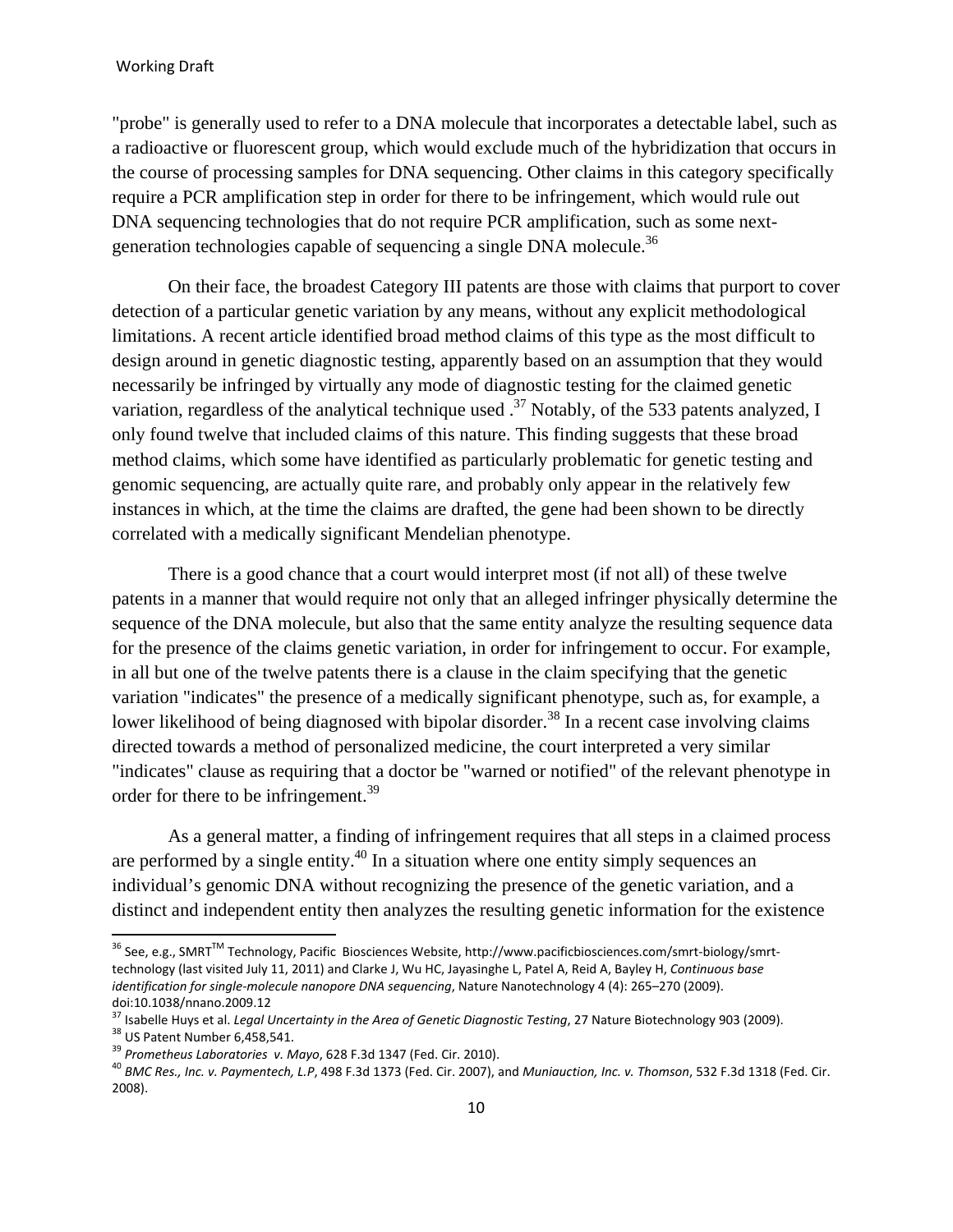"probe" is generally used to refer to a DNA molecule that incorporates a detectable label, such as a radioactive or fluorescent group, which would exclude much of the hybridization that occurs in the course of processing samples for DNA sequencing. Other claims in this category specifically require a PCR amplification step in order for there to be infringement, which would rule out DNA sequencing technologies that do not require PCR amplification, such as some next-generation technologies capable of sequencing a single DNA molecule.[36]

On their face, the broadest Category III patents are those with claims that purport to cover detection of a particular genetic variation by any means, without any explicit methodological limitations. A recent article identified broad method claims of this type as the most difficult to design around in genetic diagnostic testing, apparently based on an assumption that they would necessarily be infringed by virtually any mode of diagnostic testing for the claimed genetic variation, regardless of the analytical technique used .[37] Notably, of the 533 patents analyzed, I only found twelve that included claims of this nature. This finding suggests that these broad method claims, which some have identified as particularly problematic for genetic testing and genomic sequencing, are actually quite rare, and probably only appear in the relatively few instances in which, at the time the claims are drafted, the gene had been shown to be directly correlated with a medically significant Mendelian phenotype.

There is a good chance that a court would interpret most (if not all) of these twelve patents in a manner that would require not only that an alleged infringer physically determine the sequence of the DNA molecule, but also that the same entity analyze the resulting sequence data for the presence of the claims genetic variation, in order for infringement to occur. For example, in all but one of the twelve patents there is a clause in the claim specifying that the genetic variation "indicates" the presence of a medically significant phenotype, such as, for example, a lower likelihood of being diagnosed with bipolar disorder.[38] In a recent case involving claims directed towards a method of personalized medicine, the court interpreted a very similar "indicates" clause as requiring that a doctor be "warned or notified" of the relevant phenotype in order for there to be infringement.[39]

As a general matter, a finding of infringement requires that all steps in a claimed process are performed by a single entity.[40] In a situation where one entity simply sequences an individual's genomic DNA without recognizing the presence of the genetic variation, and a distinct and independent entity then analyzes the resulting genetic information for the existence

---

[36] See, e.g., SMRT™ Technology, Pacific Biosciences Website, http://www.pacificbiosciences.com/smrt-biology/smrt-technology (last visited July 11, 2011) and Clarke J, Wu HC, Jayasinghe L, Patel A, Reid A, Bayley H, *Continuous base identification for single-molecule nanopore DNA sequencing*, Nature Nanotechnology 4 (4): 265–270 (2009). doi:10.1038/nnano.2009.12

[37] Isabelle Huys et al. *Legal Uncertainty in the Area of Genetic Diagnostic Testing*, 27 Nature Biotechnology 903 (2009).

[38] US Patent Number 6,458,541.

[39] *Prometheus Laboratories v. Mayo*, 628 F.3d 1347 (Fed. Cir. 2010).

[40] *BMC Res., Inc. v. Paymentech, L.P*, 498 F.3d 1373 (Fed. Cir. 2007), and *Muniauction, Inc. v. Thomson*, 532 F.3d 1318 (Fed. Cir. 2008).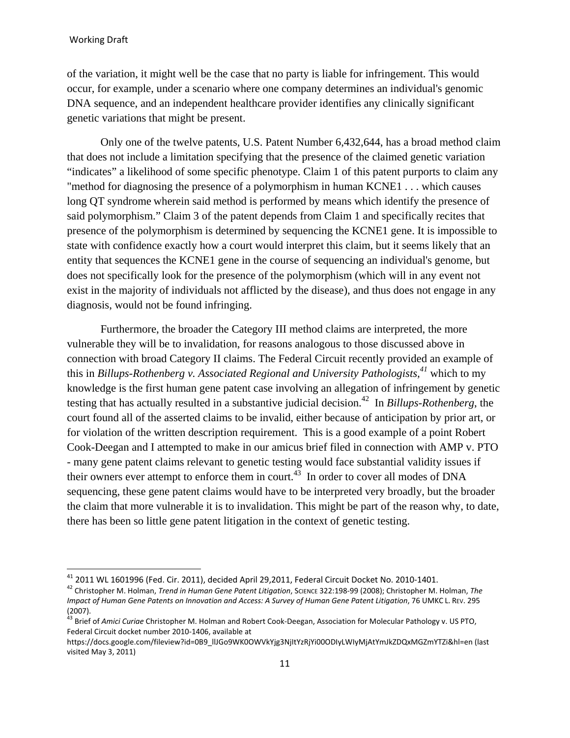of the variation, it might well be the case that no party is liable for infringement. This would occur, for example, under a scenario where one company determines an individual's genomic DNA sequence, and an independent healthcare provider identifies any clinically significant genetic variations that might be present.

Only one of the twelve patents, U.S. Patent Number 6,432,644, has a broad method claim that does not include a limitation specifying that the presence of the claimed genetic variation "indicates" a likelihood of some specific phenotype. Claim 1 of this patent purports to claim any "method for diagnosing the presence of a polymorphism in human KCNE1 . . . which causes long QT syndrome wherein said method is performed by means which identify the presence of said polymorphism." Claim 3 of the patent depends from Claim 1 and specifically recites that presence of the polymorphism is determined by sequencing the KCNE1 gene. It is impossible to state with confidence exactly how a court would interpret this claim, but it seems likely that an entity that sequences the KCNE1 gene in the course of sequencing an individual's genome, but does not specifically look for the presence of the polymorphism (which will in any event not exist in the majority of individuals not afflicted by the disease), and thus does not engage in any diagnosis, would not be found infringing.

Furthermore, the broader the Category III method claims are interpreted, the more vulnerable they will be to invalidation, for reasons analogous to those discussed above in connection with broad Category II claims. The Federal Circuit recently provided an example of this in *Billups-Rothenberg v. Associated Regional and University Pathologists*,[41] which to my knowledge is the first human gene patent case involving an allegation of infringement by genetic testing that has actually resulted in a substantive judicial decision.[42] In *Billups-Rothenberg*, the court found all of the asserted claims to be invalid, either because of anticipation by prior art, or for violation of the written description requirement. This is a good example of a point Robert Cook-Deegan and I attempted to make in our amicus brief filed in connection with AMP v. PTO - many gene patent claims relevant to genetic testing would face substantial validity issues if their owners ever attempt to enforce them in court.[43] In order to cover all modes of DNA sequencing, these gene patent claims would have to be interpreted very broadly, but the broader the claim that more vulnerable it is to invalidation. This might be part of the reason why, to date, there has been so little gene patent litigation in the context of genetic testing.

[41] 2011 WL 1601996 (Fed. Cir. 2011), decided April 29,2011, Federal Circuit Docket No. 2010-1401.

[42] Christopher M. Holman, *Trend in Human Gene Patent Litigation*, SCIENCE 322:198-99 (2008); Christopher M. Holman, *The Impact of Human Gene Patents on Innovation and Access: A Survey of Human Gene Patent Litigation*, 76 UMKC L. REV. 295 (2007).

[43] Brief of *Amici Curiae* Christopher M. Holman and Robert Cook-Deegan, Association for Molecular Pathology v. US PTO, Federal Circuit docket number 2010-1406, available at https://docs.google.com/fileview?id=0B9_llJGo9WK0OWVkYjg3NjItYzRjYi00ODIyLWIyMjAtYmJkZDQxMGZmYTZi&hl=en (last visited May 3, 2011)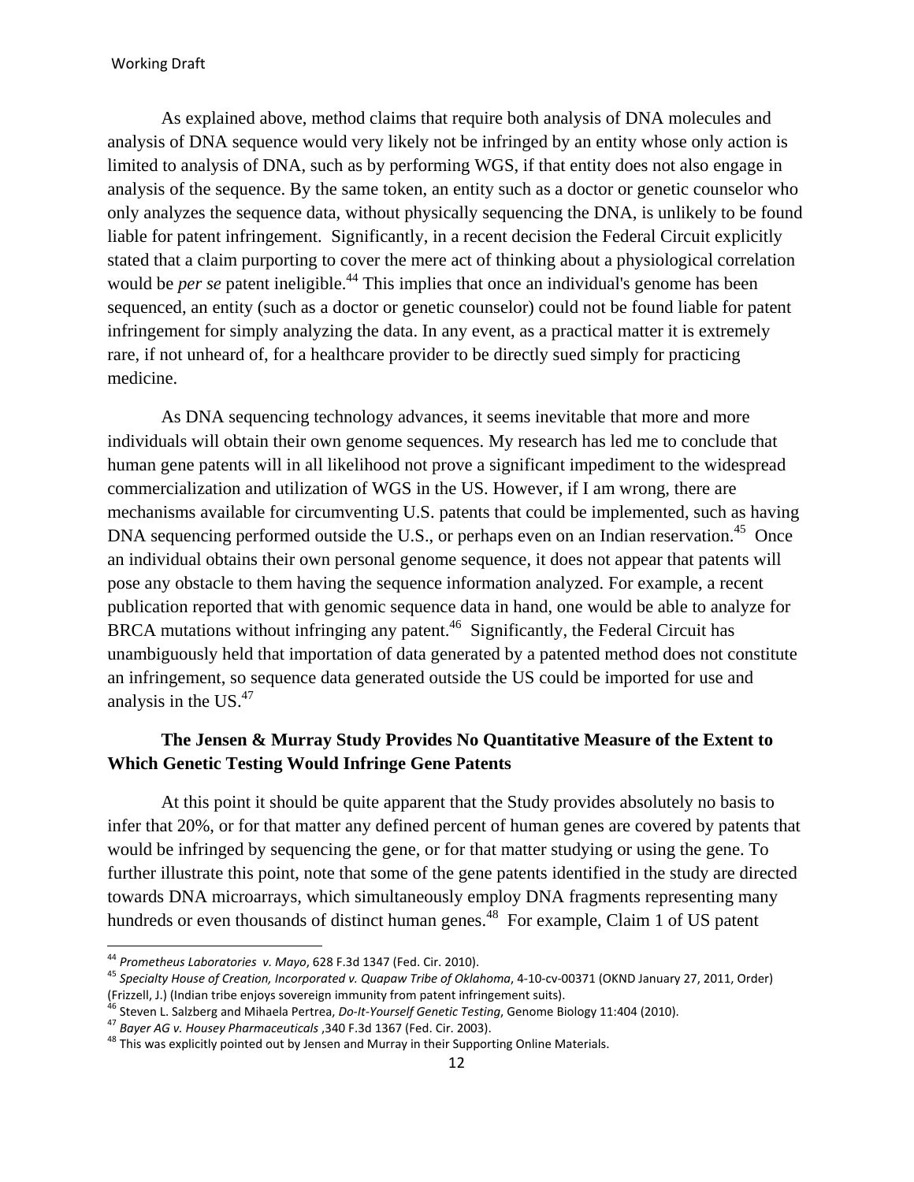As explained above, method claims that require both analysis of DNA molecules and analysis of DNA sequence would very likely not be infringed by an entity whose only action is limited to analysis of DNA, such as by performing WGS, if that entity does not also engage in analysis of the sequence. By the same token, an entity such as a doctor or genetic counselor who only analyzes the sequence data, without physically sequencing the DNA, is unlikely to be found liable for patent infringement. Significantly, in a recent decision the Federal Circuit explicitly stated that a claim purporting to cover the mere act of thinking about a physiological correlation would be *per se* patent ineligible.[44] This implies that once an individual's genome has been sequenced, an entity (such as a doctor or genetic counselor) could not be found liable for patent infringement for simply analyzing the data. In any event, as a practical matter it is extremely rare, if not unheard of, for a healthcare provider to be directly sued simply for practicing medicine.

As DNA sequencing technology advances, it seems inevitable that more and more individuals will obtain their own genome sequences. My research has led me to conclude that human gene patents will in all likelihood not prove a significant impediment to the widespread commercialization and utilization of WGS in the US. However, if I am wrong, there are mechanisms available for circumventing U.S. patents that could be implemented, such as having DNA sequencing performed outside the U.S., or perhaps even on an Indian reservation.[45] Once an individual obtains their own personal genome sequence, it does not appear that patents will pose any obstacle to them having the sequence information analyzed. For example, a recent publication reported that with genomic sequence data in hand, one would be able to analyze for BRCA mutations without infringing any patent.[46] Significantly, the Federal Circuit has unambiguously held that importation of data generated by a patented method does not constitute an infringement, so sequence data generated outside the US could be imported for use and analysis in the US.[47]

**The Jensen & Murray Study Provides No Quantitative Measure of the Extent to Which Genetic Testing Would Infringe Gene Patents**

At this point it should be quite apparent that the Study provides absolutely no basis to infer that 20%, or for that matter any defined percent of human genes are covered by patents that would be infringed by sequencing the gene, or for that matter studying or using the gene. To further illustrate this point, note that some of the gene patents identified in the study are directed towards DNA microarrays, which simultaneously employ DNA fragments representing many hundreds or even thousands of distinct human genes.[48] For example, Claim 1 of US patent

---

[44] *Prometheus Laboratories v. Mayo*, 628 F.3d 1347 (Fed. Cir. 2010).

[45] *Specialty House of Creation, Incorporated v. Quapaw Tribe of Oklahoma*, 4-10-cv-00371 (OKND January 27, 2011, Order) (Frizzell, J.) (Indian tribe enjoys sovereign immunity from patent infringement suits).

[46] Steven L. Salzberg and Mihaela Pertrea, *Do-It-Yourself Genetic Testing*, Genome Biology 11:404 (2010).

[47] *Bayer AG v. Housey Pharmaceuticals* ,340 F.3d 1367 (Fed. Cir. 2003).

[48] This was explicitly pointed out by Jensen and Murray in their Supporting Online Materials.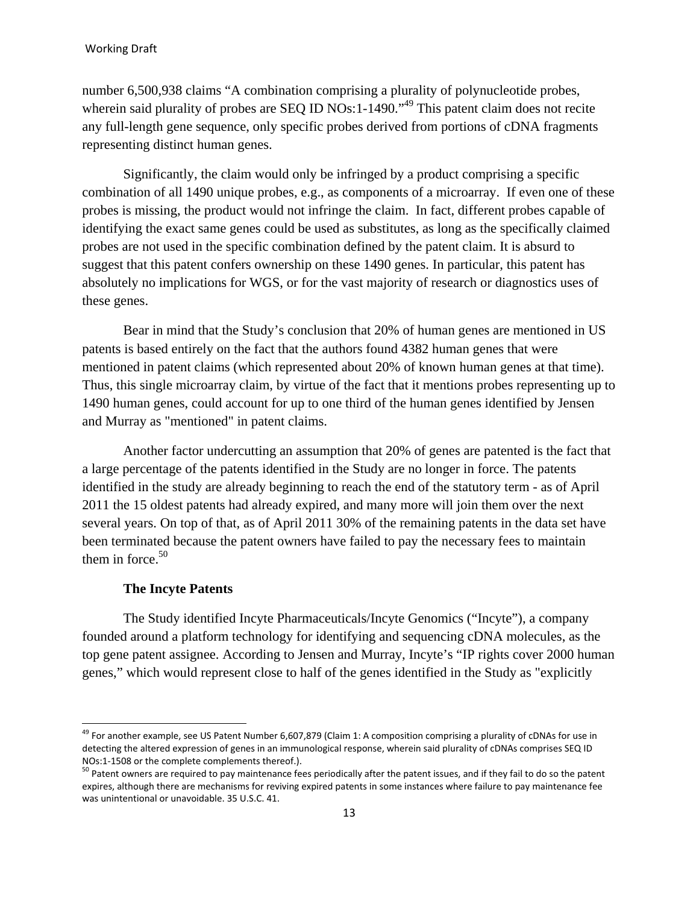number 6,500,938 claims "A combination comprising a plurality of polynucleotide probes, wherein said plurality of probes are SEQ ID NOs:1-1490."[49] This patent claim does not recite any full-length gene sequence, only specific probes derived from portions of cDNA fragments representing distinct human genes.

Significantly, the claim would only be infringed by a product comprising a specific combination of all 1490 unique probes, e.g., as components of a microarray. If even one of these probes is missing, the product would not infringe the claim. In fact, different probes capable of identifying the exact same genes could be used as substitutes, as long as the specifically claimed probes are not used in the specific combination defined by the patent claim. It is absurd to suggest that this patent confers ownership on these 1490 genes. In particular, this patent has absolutely no implications for WGS, or for the vast majority of research or diagnostics uses of these genes.

Bear in mind that the Study's conclusion that 20% of human genes are mentioned in US patents is based entirely on the fact that the authors found 4382 human genes that were mentioned in patent claims (which represented about 20% of known human genes at that time). Thus, this single microarray claim, by virtue of the fact that it mentions probes representing up to 1490 human genes, could account for up to one third of the human genes identified by Jensen and Murray as "mentioned" in patent claims.

Another factor undercutting an assumption that 20% of genes are patented is the fact that a large percentage of the patents identified in the Study are no longer in force. The patents identified in the study are already beginning to reach the end of the statutory term - as of April 2011 the 15 oldest patents had already expired, and many more will join them over the next several years. On top of that, as of April 2011 30% of the remaining patents in the data set have been terminated because the patent owners have failed to pay the necessary fees to maintain them in force.[50]

**The Incyte Patents**

The Study identified Incyte Pharmaceuticals/Incyte Genomics ("Incyte"), a company founded around a platform technology for identifying and sequencing cDNA molecules, as the top gene patent assignee. According to Jensen and Murray, Incyte's "IP rights cover 2000 human genes," which would represent close to half of the genes identified in the Study as "explicitly

[49] For another example, see US Patent Number 6,607,879 (Claim 1: A composition comprising a plurality of cDNAs for use in detecting the altered expression of genes in an immunological response, wherein said plurality of cDNAs comprises SEQ ID NOs:1-1508 or the complete complements thereof.).

[50] Patent owners are required to pay maintenance fees periodically after the patent issues, and if they fail to do so the patent expires, although there are mechanisms for reviving expired patents in some instances where failure to pay maintenance fee was unintentional or unavoidable. 35 U.S.C. 41.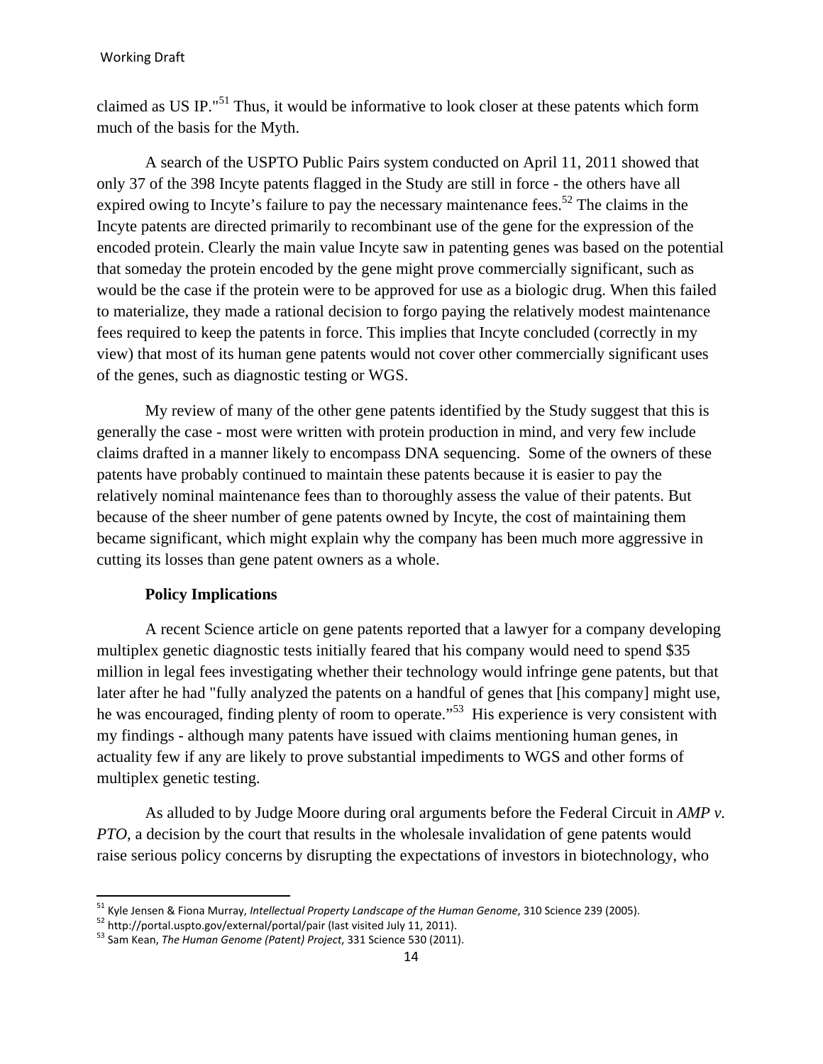claimed as US IP."[51] Thus, it would be informative to look closer at these patents which form much of the basis for the Myth.

A search of the USPTO Public Pairs system conducted on April 11, 2011 showed that only 37 of the 398 Incyte patents flagged in the Study are still in force - the others have all expired owing to Incyte's failure to pay the necessary maintenance fees.[52] The claims in the Incyte patents are directed primarily to recombinant use of the gene for the expression of the encoded protein. Clearly the main value Incyte saw in patenting genes was based on the potential that someday the protein encoded by the gene might prove commercially significant, such as would be the case if the protein were to be approved for use as a biologic drug. When this failed to materialize, they made a rational decision to forgo paying the relatively modest maintenance fees required to keep the patents in force. This implies that Incyte concluded (correctly in my view) that most of its human gene patents would not cover other commercially significant uses of the genes, such as diagnostic testing or WGS.

My review of many of the other gene patents identified by the Study suggest that this is generally the case - most were written with protein production in mind, and very few include claims drafted in a manner likely to encompass DNA sequencing. Some of the owners of these patents have probably continued to maintain these patents because it is easier to pay the relatively nominal maintenance fees than to thoroughly assess the value of their patents. But because of the sheer number of gene patents owned by Incyte, the cost of maintaining them became significant, which might explain why the company has been much more aggressive in cutting its losses than gene patent owners as a whole.

**Policy Implications**

A recent Science article on gene patents reported that a lawyer for a company developing multiplex genetic diagnostic tests initially feared that his company would need to spend $35 million in legal fees investigating whether their technology would infringe gene patents, but that later after he had "fully analyzed the patents on a handful of genes that [his company] might use, he was encouraged, finding plenty of room to operate."[53] His experience is very consistent with my findings - although many patents have issued with claims mentioning human genes, in actuality few if any are likely to prove substantial impediments to WGS and other forms of multiplex genetic testing.

As alluded to by Judge Moore during oral arguments before the Federal Circuit in *AMP v. PTO*, a decision by the court that results in the wholesale invalidation of gene patents would raise serious policy concerns by disrupting the expectations of investors in biotechnology, who

---

[51] Kyle Jensen & Fiona Murray, *Intellectual Property Landscape of the Human Genome*, 310 Science 239 (2005).

[52] http://portal.uspto.gov/external/portal/pair (last visited July 11, 2011).

[53] Sam Kean, *The Human Genome (Patent) Project*, 331 Science 530 (2011).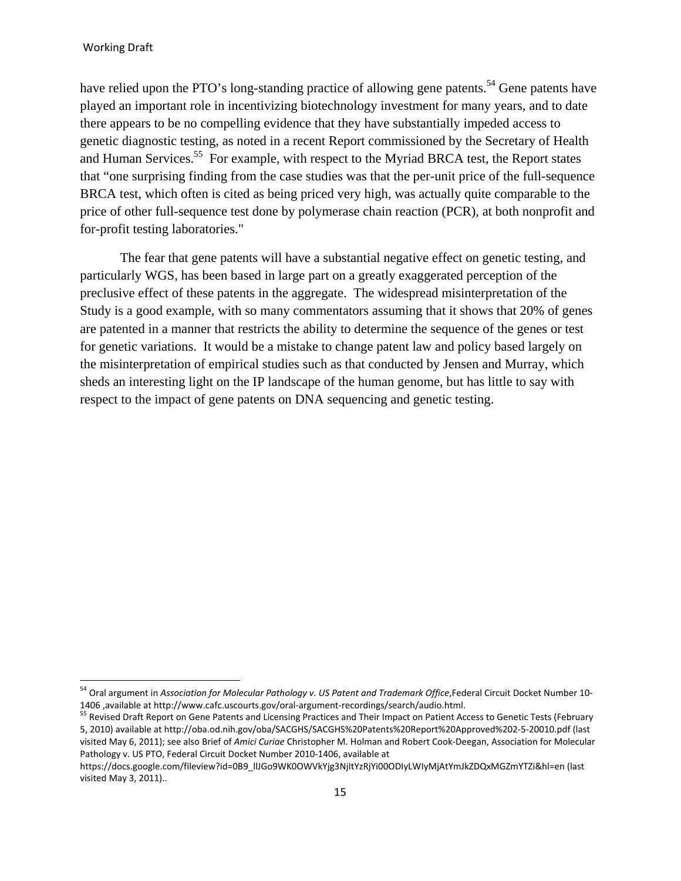have relied upon the PTO's long-standing practice of allowing gene patents.[54] Gene patents have played an important role in incentivizing biotechnology investment for many years, and to date there appears to be no compelling evidence that they have substantially impeded access to genetic diagnostic testing, as noted in a recent Report commissioned by the Secretary of Health and Human Services.[55] For example, with respect to the Myriad BRCA test, the Report states that "one surprising finding from the case studies was that the per-unit price of the full-sequence BRCA test, which often is cited as being priced very high, was actually quite comparable to the price of other full-sequence test done by polymerase chain reaction (PCR), at both nonprofit and for-profit testing laboratories."

The fear that gene patents will have a substantial negative effect on genetic testing, and particularly WGS, has been based in large part on a greatly exaggerated perception of the preclusive effect of these patents in the aggregate. The widespread misinterpretation of the Study is a good example, with so many commentators assuming that it shows that 20% of genes are patented in a manner that restricts the ability to determine the sequence of the genes or test for genetic variations. It would be a mistake to change patent law and policy based largely on the misinterpretation of empirical studies such as that conducted by Jensen and Murray, which sheds an interesting light on the IP landscape of the human genome, but has little to say with respect to the impact of gene patents on DNA sequencing and genetic testing.

---

[54] Oral argument in *Association for Molecular Pathology v. US Patent and Trademark Office*,Federal Circuit Docket Number 10-1406 ,available at http://www.cafc.uscourts.gov/oral-argument-recordings/search/audio.html.

[55] Revised Draft Report on Gene Patents and Licensing Practices and Their Impact on Patient Access to Genetic Tests (February 5, 2010) available at http://oba.od.nih.gov/oba/SACGHS/SACGHS%20Patents%20Report%20Approved%202-5-20010.pdf (last visited May 6, 2011); see also Brief of *Amici Curiae* Christopher M. Holman and Robert Cook-Deegan, Association for Molecular Pathology v. US PTO, Federal Circuit Docket Number 2010-1406, available at https://docs.google.com/fileview?id=0B9_llJGo9WK0OWVkYjg3NjItYzRjYi00ODIyLWIyMjAtYmJkZDQxMGZmYTZi&hl=en (last visited May 3, 2011)..